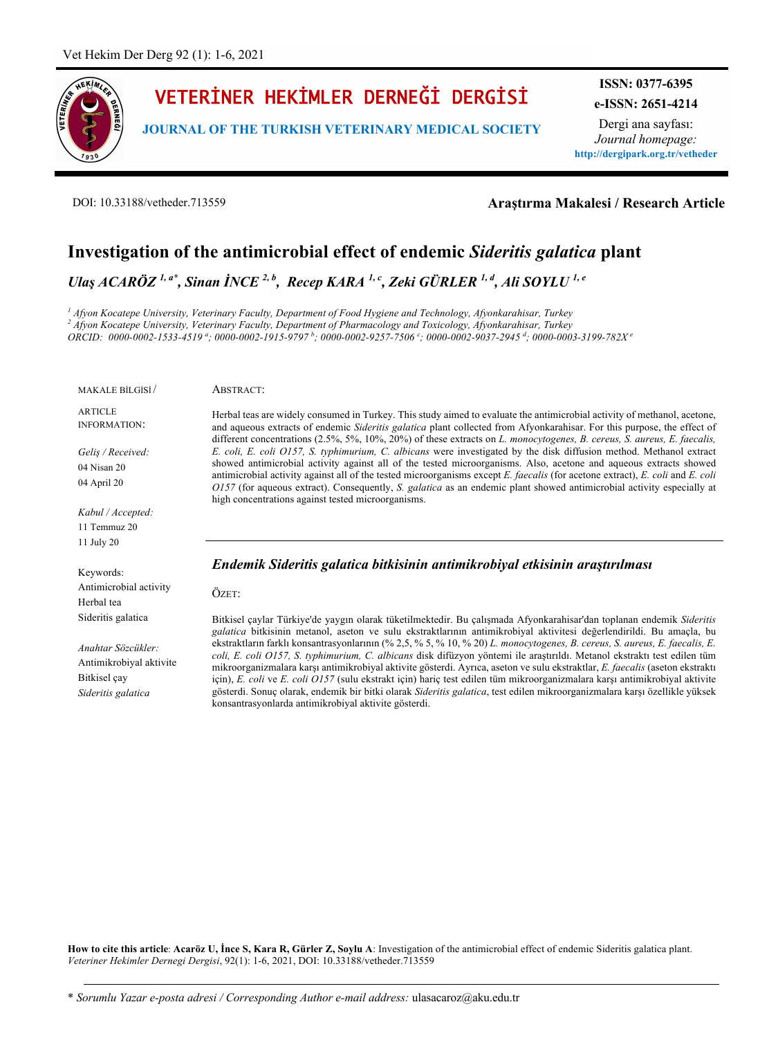# VETERİNER HEKİMLER DERNEĞİ DERGİSİ

**JOURNAL OF THE TURKISH VETERINARY MEDICAL SOCIETY**

**ISSN: 0377-6395**
**e-ISSN: 2651-4214**
Dergi ana sayfası:
*Journal homepage:*
**http://dergipark.org.tr/vetheder**

DOI: 10.33188/vetheder.713559

**Araştırma Makalesi / Research Article**

# Investigation of the antimicrobial effect of endemic *Sideritis galatica* plant

***Ulaş ACARÖZ [1, a*], Sinan İNCE [2, b], Recep KARA [1, c], Zeki GÜRLER [1, d], Ali SOYLU [1, e]***

*[1] Afyon Kocatepe University, Veterinary Faculty, Department of Food Hygiene and Technology, Afyonkarahisar, Turkey*
*[2] Afyon Kocatepe University, Veterinary Faculty, Department of Pharmacology and Toxicology, Afyonkarahisar, Turkey*
*ORCID: 0000-0002-1533-4519 [a]; 0000-0002-1915-9797 [b]; 0000-0002-9257-7506 [c]; 0000-0002-9037-2945 [d]; 0000-0003-3199-782X [e]*

MAKALE BİLGİSİ / ARTICLE INFORMATION:

*Geliş / Received:*
04 Nisan 20
04 April 20

*Kabul / Accepted:*
11 Temmuz 20
11 July 20

Keywords:
Antimicrobial activity
Herbal tea
Sideritis galatica

*Anahtar Sözcükler:*
Antimikrobiyal aktivite
Bitkisel çay
*Sideritis galatica*

ABSTRACT:

Herbal teas are widely consumed in Turkey. This study aimed to evaluate the antimicrobial activity of methanol, acetone, and aqueous extracts of endemic *Sideritis galatica* plant collected from Afyonkarahisar. For this purpose, the effect of different concentrations (2.5%, 5%, 10%, 20%) of these extracts on *L. monocytogenes, B. cereus, S. aureus, E. faecalis, E. coli, E. coli O157, S. typhimurium, C. albicans* were investigated by the disk diffusion method. Methanol extract showed antimicrobial activity against all of the tested microorganisms. Also, acetone and aqueous extracts showed antimicrobial activity against all of the tested microorganisms except *E. faecalis* (for acetone extract), *E. coli* and *E. coli O157* (for aqueous extract). Consequently, *S. galatica* as an endemic plant showed antimicrobial activity especially at high concentrations against tested microorganisms.

## *Endemik Sideritis galatica bitkisinin antimikrobiyal etkisinin araştırılması*

ÖZET:

Bitkisel çaylar Türkiye'de yaygın olarak tüketilmektedir. Bu çalışmada Afyonkarahisar'dan toplanan endemik *Sideritis galatica* bitkisinin metanol, aseton ve sulu ekstraktlarının antimikrobiyal aktivitesi değerlendirildi. Bu amaçla, bu ekstraktların farklı konsantrasyonlarının (% 2,5, % 5, % 10, % 20) *L. monocytogenes, B. cereus, S. aureus, E. faecalis, E. coli, E. coli O157, S. typhimurium, C. albicans* disk difüzyon yöntemi ile araştırıldı. Metanol ekstraktı test edilen tüm mikroorganizmalara karşı antimikrobiyal aktivite gösterdi. Ayrıca, aseton ve sulu ekstraktlar, *E. faecalis* (aseton ekstraktı için), *E. coli* ve *E. coli O157* (sulu ekstrakt için) hariç test edilen tüm mikroorganizmalara karşı antimikrobiyal aktivite gösterdi. Sonuç olarak, endemik bir bitki olarak *Sideritis galatica*, test edilen mikroorganizmalara karşı özellikle yüksek konsantrasyonlarda antimikrobiyal aktivite gösterdi.

**How to cite this article**: **Acaröz U, İnce S, Kara R, Gürler Z, Soylu A**: Investigation of the antimicrobial effect of endemic Sideritis galatica plant. *Veteriner Hekimler Dernegi Dergisi*, 92(1): 1-6, 2021, DOI: 10.33188/vetheder.713559

\* *Sorumlu Yazar e-posta adresi / Corresponding Author e-mail address:* ulasacaroz@aku.edu.tr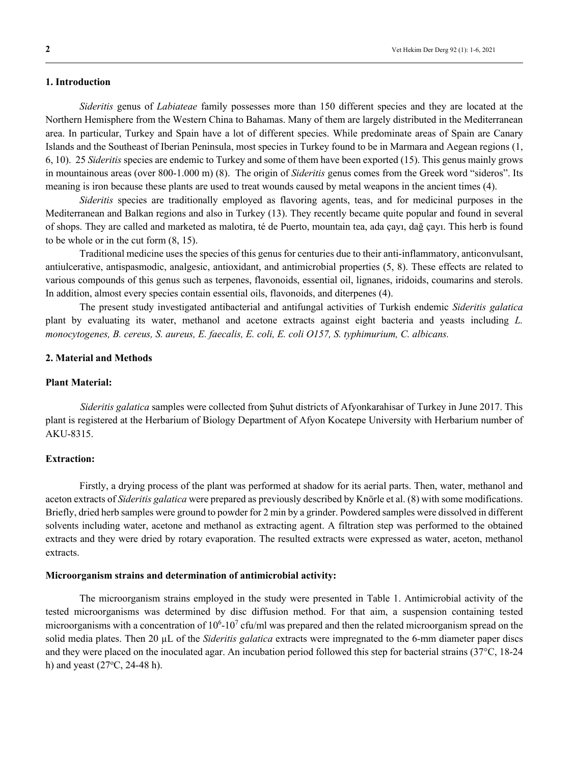## 1. Introduction

*Sideritis* genus of *Labiateae* family possesses more than 150 different species and they are located at the Northern Hemisphere from the Western China to Bahamas. Many of them are largely distributed in the Mediterranean area. In particular, Turkey and Spain have a lot of different species. While predominate areas of Spain are Canary Islands and the Southeast of Iberian Peninsula, most species in Turkey found to be in Marmara and Aegean regions (1, 6, 10). 25 *Sideritis* species are endemic to Turkey and some of them have been exported (15). This genus mainly grows in mountainous areas (over 800-1.000 m) (8). The origin of *Sideritis* genus comes from the Greek word "sideros". Its meaning is iron because these plants are used to treat wounds caused by metal weapons in the ancient times (4).

*Sideritis* species are traditionally employed as flavoring agents, teas, and for medicinal purposes in the Mediterranean and Balkan regions and also in Turkey (13). They recently became quite popular and found in several of shops. They are called and marketed as malotira, té de Puerto, mountain tea, ada çayı, dağ çayı. This herb is found to be whole or in the cut form (8, 15).

Traditional medicine uses the species of this genus for centuries due to their anti-inflammatory, anticonvulsant, antiulcerative, antispasmodic, analgesic, antioxidant, and antimicrobial properties (5, 8). These effects are related to various compounds of this genus such as terpenes, flavonoids, essential oil, lignanes, iridoids, coumarins and sterols. In addition, almost every species contain essential oils, flavonoids, and diterpenes (4).

The present study investigated antibacterial and antifungal activities of Turkish endemic *Sideritis galatica* plant by evaluating its water, methanol and acetone extracts against eight bacteria and yeasts including *L. monocytogenes, B. cereus, S. aureus, E. faecalis, E. coli, E. coli O157, S. typhimurium, C. albicans.*

## 2. Material and Methods

### Plant Material:

*Sideritis galatica* samples were collected from Şuhut districts of Afyonkarahisar of Turkey in June 2017. This plant is registered at the Herbarium of Biology Department of Afyon Kocatepe University with Herbarium number of AKU-8315.

### Extraction:

Firstly, a drying process of the plant was performed at shadow for its aerial parts. Then, water, methanol and aceton extracts of *Sideritis galatica* were prepared as previously described by Knörle et al. (8) with some modifications. Briefly, dried herb samples were ground to powder for 2 min by a grinder. Powdered samples were dissolved in different solvents including water, acetone and methanol as extracting agent. A filtration step was performed to the obtained extracts and they were dried by rotary evaporation. The resulted extracts were expressed as water, aceton, methanol extracts.

### Microorganism strains and determination of antimicrobial activity:

The microorganism strains employed in the study were presented in Table 1. Antimicrobial activity of the tested microorganisms was determined by disc diffusion method. For that aim, a suspension containing tested microorganisms with a concentration of $10^6$-$10^7$ cfu/ml was prepared and then the related microorganism spread on the solid media plates. Then 20 µL of the *Sideritis galatica* extracts were impregnated to the 6-mm diameter paper discs and they were placed on the inoculated agar. An incubation period followed this step for bacterial strains (37°C, 18-24 h) and yeast (27°C, 24-48 h).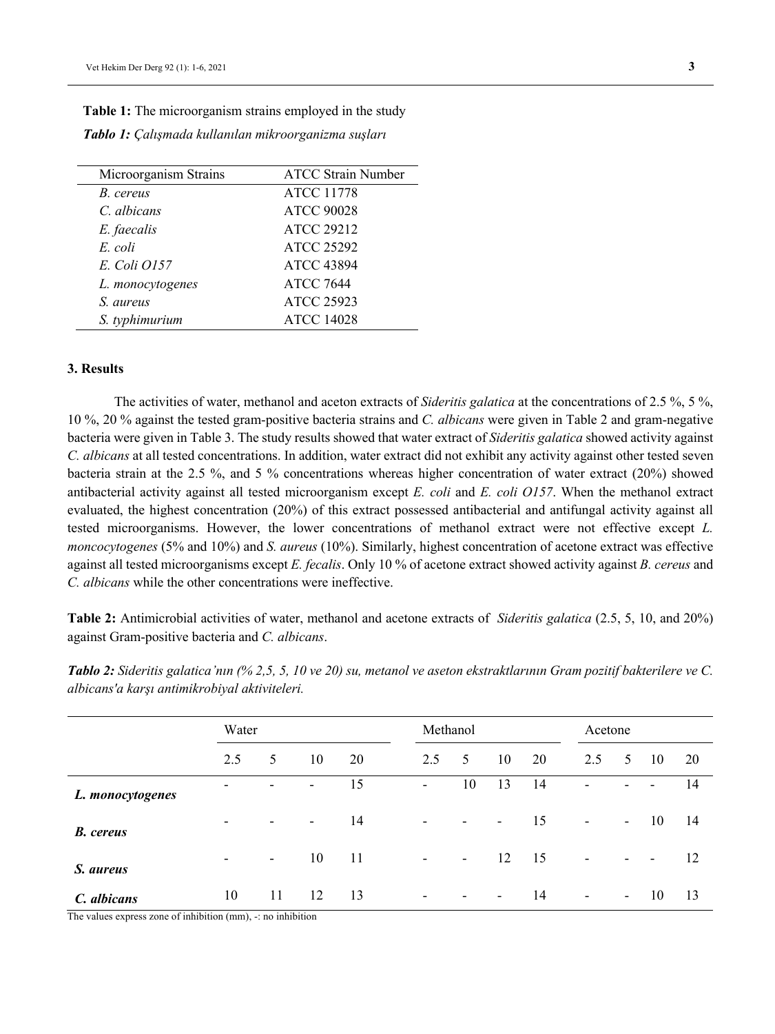**Table 1:** The microorganism strains employed in the study

***Tablo 1:*** *Çalışmada kullanılan mikroorganizma suşları*

| Microorganism Strains | ATCC Strain Number |
|---|---|
| *B. cereus* | ATCC 11778 |
| *C. albicans* | ATCC 90028 |
| *E. faecalis* | ATCC 29212 |
| *E. coli* | ATCC 25292 |
| *E. Coli O157* | ATCC 43894 |
| *L. monocytogenes* | ATCC 7644 |
| *S. aureus* | ATCC 25923 |
| *S. typhimurium* | ATCC 14028 |

## 3. Results

The activities of water, methanol and aceton extracts of *Sideritis galatica* at the concentrations of 2.5 %, 5 %, 10 %, 20 % against the tested gram-positive bacteria strains and *C. albicans* were given in Table 2 and gram-negative bacteria were given in Table 3. The study results showed that water extract of *Sideritis galatica* showed activity against *C. albicans* at all tested concentrations. In addition, water extract did not exhibit any activity against other tested seven bacteria strain at the 2.5 %, and 5 % concentrations whereas higher concentration of water extract (20%) showed antibacterial activity against all tested microorganism except *E. coli* and *E. coli O157*. When the methanol extract evaluated, the highest concentration (20%) of this extract possessed antibacterial and antifungal activity against all tested microorganisms. However, the lower concentrations of methanol extract were not effective except *L. moncocytogenes* (5% and 10%) and *S. aureus* (10%). Similarly, highest concentration of acetone extract was effective against all tested microorganisms except *E. fecalis*. Only 10 % of acetone extract showed activity against *B. cereus* and *C. albicans* while the other concentrations were ineffective.

**Table 2:** Antimicrobial activities of water, methanol and acetone extracts of *Sideritis galatica* (2.5, 5, 10, and 20%) against Gram-positive bacteria and *C. albicans*.

***Tablo 2:*** *Sideritis galatica'nın (% 2,5, 5, 10 ve 20) su, metanol ve aseton ekstraktlarının Gram pozitif bakterilere ve C. albicans'a karşı antimikrobiyal aktiviteleri.*

| | Water | | | | Methanol | | | | Acetone | | | |
|---|---|---|---|---|---|---|---|---|---|---|---|---|
| | 2.5 | 5 | 10 | 20 | 2.5 | 5 | 10 | 20 | 2.5 | 5 | 10 | 20 |
| ***L. monocytogenes*** | - | - | - | 15 | - | 10 | 13 | 14 | - | - | - | 14 |
| ***B. cereus*** | - | - | - | 14 | - | - | - | 15 | - | - | 10 | 14 |
| ***S. aureus*** | - | - | 10 | 11 | - | - | 12 | 15 | - | - | - | 12 |
| ***C. albicans*** | 10 | 11 | 12 | 13 | - | - | - | 14 | - | - | 10 | 13 |

The values express zone of inhibition (mm), -: no inhibition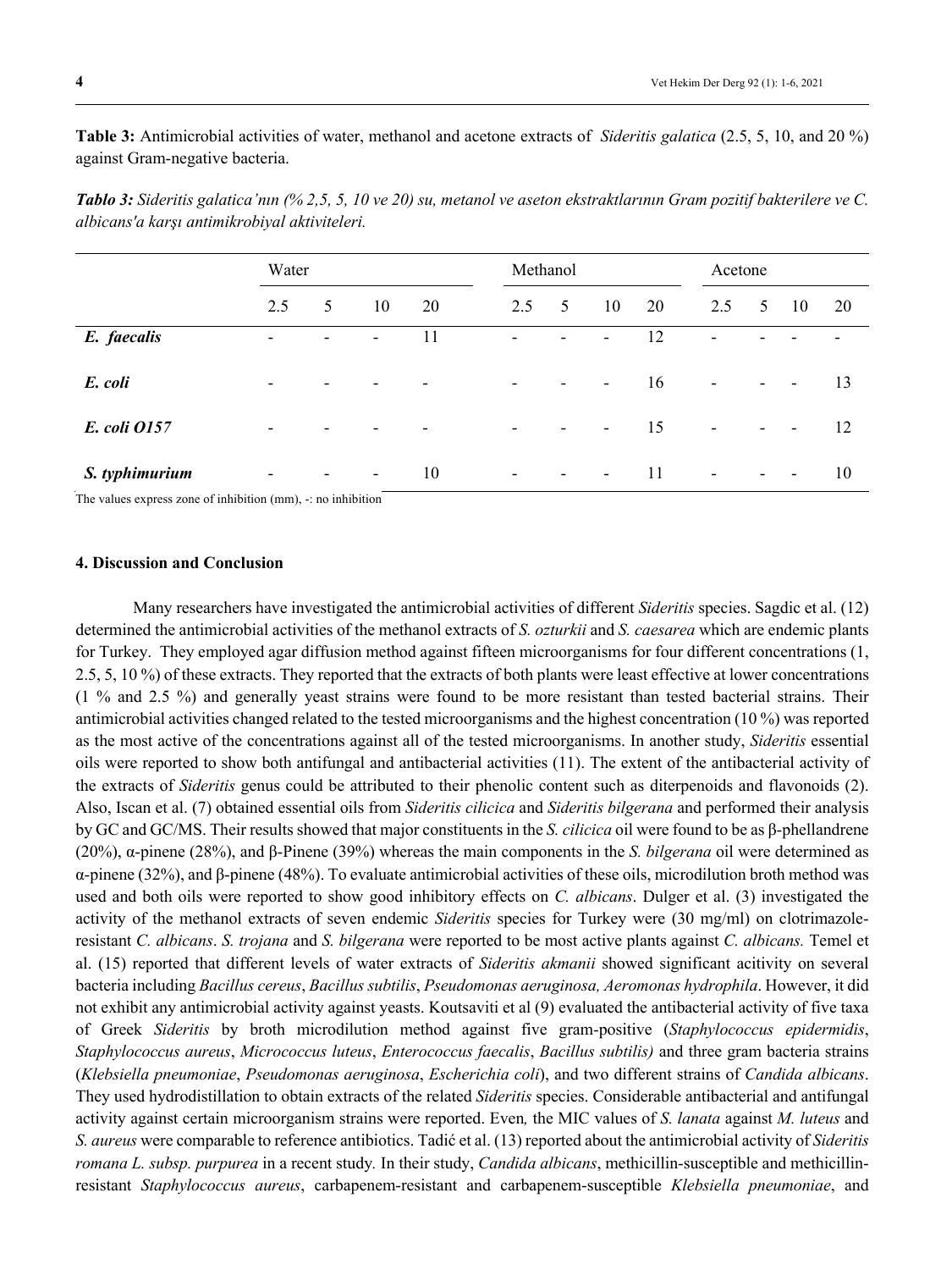**Table 3:** Antimicrobial activities of water, methanol and acetone extracts of *Sideritis galatica* (2.5, 5, 10, and 20 %) against Gram-negative bacteria.

***Tablo 3:*** *Sideritis galatica'nın (% 2,5, 5, 10 ve 20) su, metanol ve aseton ekstraktlarının Gram pozitif bakterilere ve C. albicans'a karşı antimikrobiyal aktiviteleri.*

| | Water | | | | Methanol | | | | Acetone | | | |
|---|---|---|---|---|---|---|---|---|---|---|---|---|
| | 2.5 | 5 | 10 | 20 | 2.5 | 5 | 10 | 20 | 2.5 | 5 | 10 | 20 |
| ***E. faecalis*** | - | - | - | 11 | - | - | - | 12 | - | - | - | - |
| ***E. coli*** | - | - | - | - | - | - | - | 16 | - | - | - | 13 |
| ***E. coli O157*** | - | - | - | - | - | - | - | 15 | - | - | - | 12 |
| ***S. typhimurium*** | - | - | - | 10 | - | - | - | 11 | - | - | - | 10 |

The values express zone of inhibition (mm), -: no inhibition

## 4. Discussion and Conclusion

Many researchers have investigated the antimicrobial activities of different *Sideritis* species. Sagdic et al. (12) determined the antimicrobial activities of the methanol extracts of *S. ozturkii* and *S. caesarea* which are endemic plants for Turkey. They employed agar diffusion method against fifteen microorganisms for four different concentrations (1, 2.5, 5, 10 %) of these extracts. They reported that the extracts of both plants were least effective at lower concentrations (1 % and 2.5 %) and generally yeast strains were found to be more resistant than tested bacterial strains. Their antimicrobial activities changed related to the tested microorganisms and the highest concentration (10 %) was reported as the most active of the concentrations against all of the tested microorganisms. In another study, *Sideritis* essential oils were reported to show both antifungal and antibacterial activities (11). The extent of the antibacterial activity of the extracts of *Sideritis* genus could be attributed to their phenolic content such as diterpenoids and flavonoids (2). Also, Iscan et al. (7) obtained essential oils from *Sideritis cilicica* and *Sideritis bilgerana* and performed their analysis by GC and GC/MS. Their results showed that major constituents in the *S. cilicica* oil were found to be as β-phellandrene (20%), α-pinene (28%), and β-Pinene (39%) whereas the main components in the *S. bilgerana* oil were determined as α-pinene (32%), and β-pinene (48%). To evaluate antimicrobial activities of these oils, microdilution broth method was used and both oils were reported to show good inhibitory effects on *C. albicans*. Dulger et al. (3) investigated the activity of the methanol extracts of seven endemic *Sideritis* species for Turkey were (30 mg/ml) on clotrimazole-resistant *C. albicans*. *S. trojana* and *S. bilgerana* were reported to be most active plants against *C. albicans.* Temel et al. (15) reported that different levels of water extracts of *Sideritis akmanii* showed significant acitivity on several bacteria including *Bacillus cereus*, *Bacillus subtilis*, *Pseudomonas aeruginosa, Aeromonas hydrophila*. However, it did not exhibit any antimicrobial activity against yeasts. Koutsaviti et al (9) evaluated the antibacterial activity of five taxa of Greek *Sideritis* by broth microdilution method against five gram-positive (*Staphylococcus epidermidis*, *Staphylococcus aureus*, *Micrococcus luteus*, *Enterococcus faecalis*, *Bacillus subtilis)* and three gram bacteria strains (*Klebsiella pneumoniae*, *Pseudomonas aeruginosa*, *Escherichia coli*), and two different strains of *Candida albicans*. They used hydrodistillation to obtain extracts of the related *Sideritis* species. Considerable antibacterial and antifungal activity against certain microorganism strains were reported. Even*,* the MIC values of *S. lanata* against *M. luteus* and *S. aureus* were comparable to reference antibiotics. Tadić et al. (13) reported about the antimicrobial activity of *Sideritis romana L. subsp. purpurea* in a recent study*.* In their study, *Candida albicans*, methicillin-susceptible and methicillin-resistant *Staphylococcus aureus*, carbapenem-resistant and carbapenem-susceptible *Klebsiella pneumoniae*, and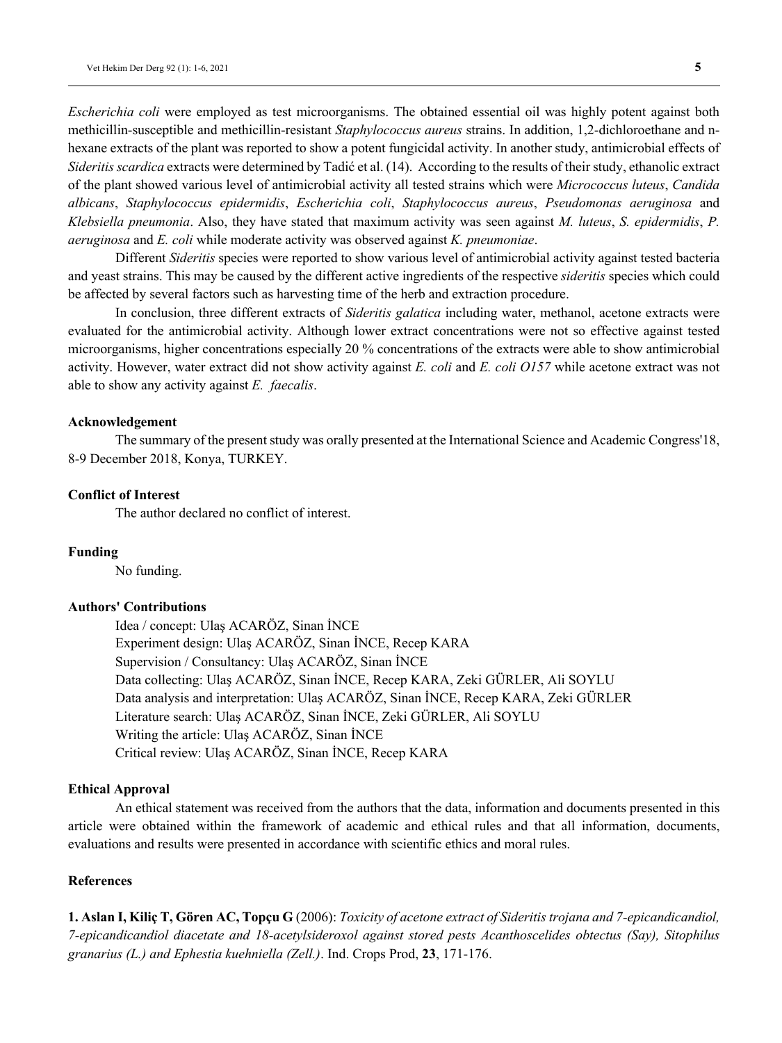*Escherichia coli* were employed as test microorganisms. The obtained essential oil was highly potent against both methicillin-susceptible and methicillin-resistant *Staphylococcus aureus* strains. In addition, 1,2-dichloroethane and n-hexane extracts of the plant was reported to show a potent fungicidal activity. In another study, antimicrobial effects of *Sideritis scardica* extracts were determined by Tadić et al. (14). According to the results of their study, ethanolic extract of the plant showed various level of antimicrobial activity all tested strains which were *Micrococcus luteus*, *Candida albicans*, *Staphylococcus epidermidis*, *Escherichia coli*, *Staphylococcus aureus*, *Pseudomonas aeruginosa* and *Klebsiella pneumonia*. Also, they have stated that maximum activity was seen against *M. luteus*, *S. epidermidis*, *P. aeruginosa* and *E. coli* while moderate activity was observed against *K. pneumoniae*.

Different *Sideritis* species were reported to show various level of antimicrobial activity against tested bacteria and yeast strains. This may be caused by the different active ingredients of the respective *sideritis* species which could be affected by several factors such as harvesting time of the herb and extraction procedure.

In conclusion, three different extracts of *Sideritis galatica* including water, methanol, acetone extracts were evaluated for the antimicrobial activity. Although lower extract concentrations were not so effective against tested microorganisms, higher concentrations especially 20 % concentrations of the extracts were able to show antimicrobial activity. However, water extract did not show activity against *E. coli* and *E. coli O157* while acetone extract was not able to show any activity against *E. faecalis*.

### Acknowledgement

The summary of the present study was orally presented at the International Science and Academic Congress'18, 8-9 December 2018, Konya, TURKEY.

### Conflict of Interest

The author declared no conflict of interest.

### Funding

No funding.

### Authors' Contributions

Idea / concept: Ulaş ACARÖZ, Sinan İNCE
Experiment design: Ulaş ACARÖZ, Sinan İNCE, Recep KARA
Supervision / Consultancy: Ulaş ACARÖZ, Sinan İNCE
Data collecting: Ulaş ACARÖZ, Sinan İNCE, Recep KARA, Zeki GÜRLER, Ali SOYLU
Data analysis and interpretation: Ulaş ACARÖZ, Sinan İNCE, Recep KARA, Zeki GÜRLER
Literature search: Ulaş ACARÖZ, Sinan İNCE, Zeki GÜRLER, Ali SOYLU
Writing the article: Ulaş ACARÖZ, Sinan İNCE
Critical review: Ulaş ACARÖZ, Sinan İNCE, Recep KARA

### Ethical Approval

An ethical statement was received from the authors that the data, information and documents presented in this article were obtained within the framework of academic and ethical rules and that all information, documents, evaluations and results were presented in accordance with scientific ethics and moral rules.

### References

**1. Aslan I, Kiliç T, Gören AC, Topçu G** (2006): *Toxicity of acetone extract of Sideritis trojana and 7-epicandicandiol, 7-epicandicandiol diacetate and 18-acetylsideroxol against stored pests Acanthoscelides obtectus (Say), Sitophilus granarius (L.) and Ephestia kuehniella (Zell.)*. Ind. Crops Prod, **23**, 171-176.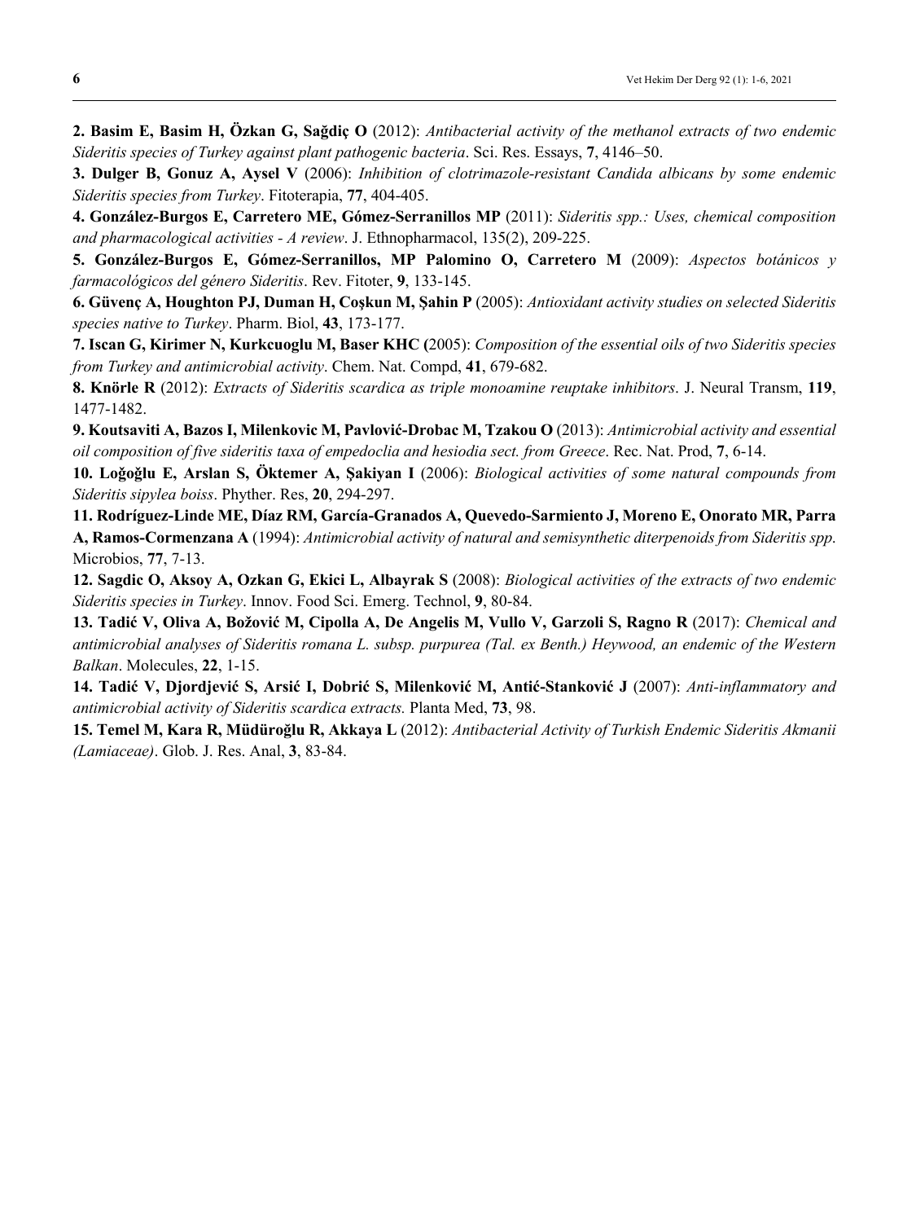**2. Basim E, Basim H, Özkan G, Sağdiç O** (2012): *Antibacterial activity of the methanol extracts of two endemic Sideritis species of Turkey against plant pathogenic bacteria*. Sci. Res. Essays, **7**, 4146–50.

**3. Dulger B, Gonuz A, Aysel V** (2006): *Inhibition of clotrimazole-resistant Candida albicans by some endemic Sideritis species from Turkey*. Fitoterapia, **77**, 404-405.

**4. González-Burgos E, Carretero ME, Gómez-Serranillos MP** (2011): *Sideritis spp.: Uses, chemical composition and pharmacological activities - A review*. J. Ethnopharmacol, 135(2), 209-225.

**5. González-Burgos E, Gómez-Serranillos, MP Palomino O, Carretero M** (2009): *Aspectos botánicos y farmacológicos del género Sideritis*. Rev. Fitoter, **9**, 133-145.

**6. Güvenç A, Houghton PJ, Duman H, Coşkun M, Şahin P** (2005): *Antioxidant activity studies on selected Sideritis species native to Turkey*. Pharm. Biol, **43**, 173-177.

**7. Iscan G, Kirimer N, Kurkcuoglu M, Baser KHC (**2005): *Composition of the essential oils of two Sideritis species from Turkey and antimicrobial activity*. Chem. Nat. Compd, **41**, 679-682.

**8. Knörle R** (2012): *Extracts of Sideritis scardica as triple monoamine reuptake inhibitors*. J. Neural Transm, **119**, 1477-1482.

**9. Koutsaviti A, Bazos I, Milenkovic M, Pavlović-Drobac M, Tzakou O** (2013): *Antimicrobial activity and essential oil composition of five sideritis taxa of empedoclia and hesiodia sect. from Greece*. Rec. Nat. Prod, **7**, 6-14.

**10. Loğoğlu E, Arslan S, Öktemer A, Şakiyan I** (2006): *Biological activities of some natural compounds from Sideritis sipylea boiss*. Phyther. Res, **20**, 294-297.

**11. Rodríguez-Linde ME, Díaz RM, García-Granados A, Quevedo-Sarmiento J, Moreno E, Onorato MR, Parra A, Ramos-Cormenzana A** (1994): *Antimicrobial activity of natural and semisynthetic diterpenoids from Sideritis spp*. Microbios, **77**, 7-13.

**12. Sagdic O, Aksoy A, Ozkan G, Ekici L, Albayrak S** (2008): *Biological activities of the extracts of two endemic Sideritis species in Turkey*. Innov. Food Sci. Emerg. Technol, **9**, 80-84.

**13. Tadić V, Oliva A, Božović M, Cipolla A, De Angelis M, Vullo V, Garzoli S, Ragno R** (2017): *Chemical and antimicrobial analyses of Sideritis romana L. subsp. purpurea (Tal. ex Benth.) Heywood, an endemic of the Western Balkan*. Molecules, **22**, 1-15.

**14. Tadić V, Djordjević S, Arsić I, Dobrić S, Milenković M, Antić-Stanković J** (2007): *Anti-inflammatory and antimicrobial activity of Sideritis scardica extracts.* Planta Med, **73**, 98.

**15. Temel M, Kara R, Müdüroğlu R, Akkaya L** (2012): *Antibacterial Activity of Turkish Endemic Sideritis Akmanii (Lamiaceae)*. Glob. J. Res. Anal, **3**, 83-84.